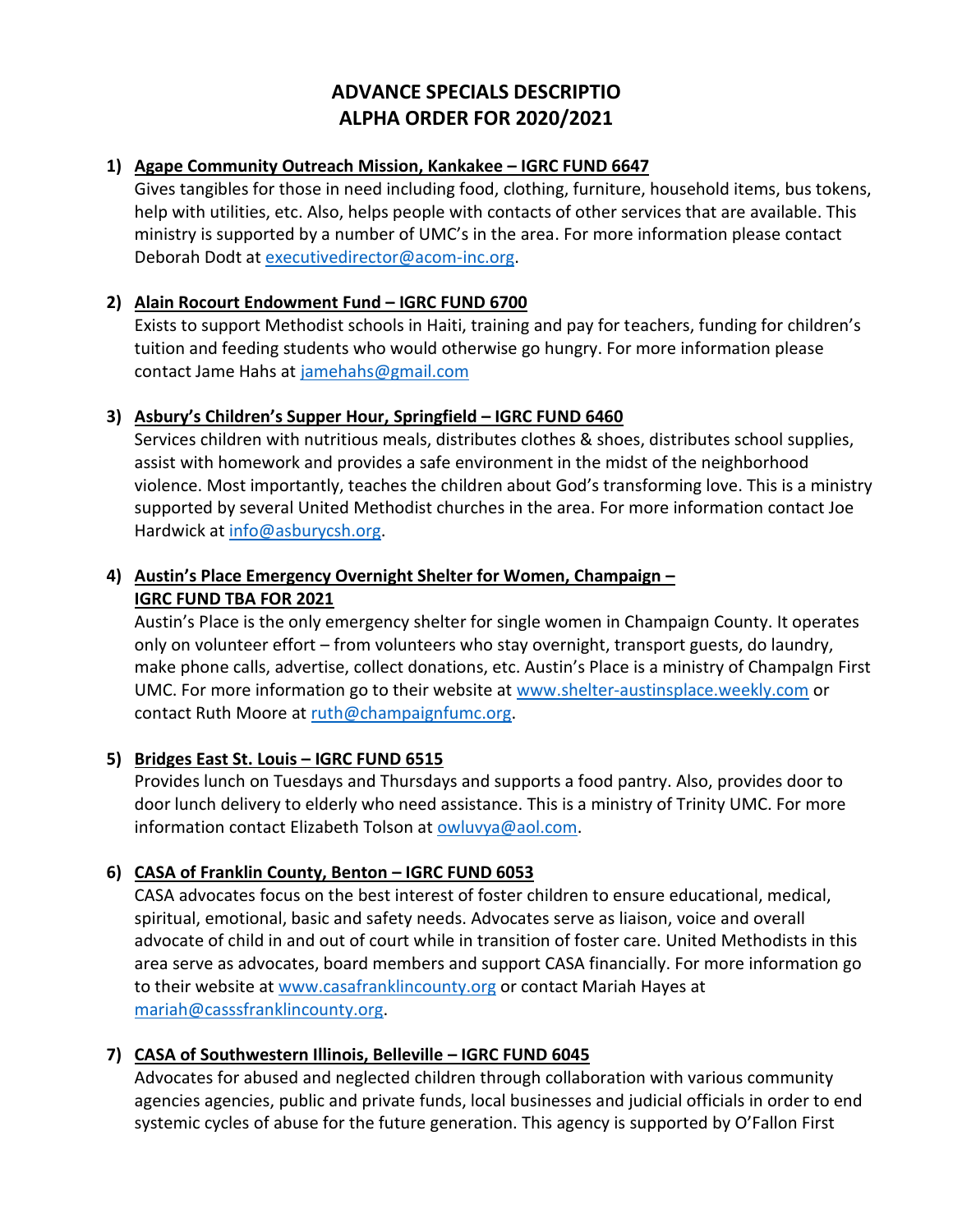# ADVANCE SPECIALS DESCRIPTIO
# ALPHA ORDER FOR 2020/2021

1) **Agape Community Outreach Mission, Kankakee – IGRC FUND 6647**
   Gives tangibles for those in need including food, clothing, furniture, household items, bus tokens, help with utilities, etc. Also, helps people with contacts of other services that are available. This ministry is supported by a number of UMC's in the area. For more information please contact Deborah Dodt at executivedirector@acom-inc.org.

2) **Alain Rocourt Endowment Fund – IGRC FUND 6700**
   Exists to support Methodist schools in Haiti, training and pay for teachers, funding for children's tuition and feeding students who would otherwise go hungry. For more information please contact Jame Hahs at jamehahs@gmail.com

3) **Asbury's Children's Supper Hour, Springfield – IGRC FUND 6460**
   Services children with nutritious meals, distributes clothes & shoes, distributes school supplies, assist with homework and provides a safe environment in the midst of the neighborhood violence. Most importantly, teaches the children about God's transforming love. This is a ministry supported by several United Methodist churches in the area. For more information contact Joe Hardwick at info@asburycsh.org.

4) **Austin's Place Emergency Overnight Shelter for Women, Champaign – IGRC FUND TBA FOR 2021**
   Austin's Place is the only emergency shelter for single women in Champaign County. It operates only on volunteer effort – from volunteers who stay overnight, transport guests, do laundry, make phone calls, advertise, collect donations, etc. Austin's Place is a ministry of ChampaIgn First UMC. For more information go to their website at www.shelter-austinsplace.weekly.com or contact Ruth Moore at ruth@champaignfumc.org.

5) **Bridges East St. Louis – IGRC FUND 6515**
   Provides lunch on Tuesdays and Thursdays and supports a food pantry. Also, provides door to door lunch delivery to elderly who need assistance. This is a ministry of Trinity UMC. For more information contact Elizabeth Tolson at owluvya@aol.com.

6) **CASA of Franklin County, Benton – IGRC FUND 6053**
   CASA advocates focus on the best interest of foster children to ensure educational, medical, spiritual, emotional, basic and safety needs. Advocates serve as liaison, voice and overall advocate of child in and out of court while in transition of foster care. United Methodists in this area serve as advocates, board members and support CASA financially. For more information go to their website at www.casafranklincounty.org or contact Mariah Hayes at mariah@casssfranklincounty.org.

7) **CASA of Southwestern Illinois, Belleville – IGRC FUND 6045**
   Advocates for abused and neglected children through collaboration with various community agencies agencies, public and private funds, local businesses and judicial officials in order to end systemic cycles of abuse for the future generation. This agency is supported by O'Fallon First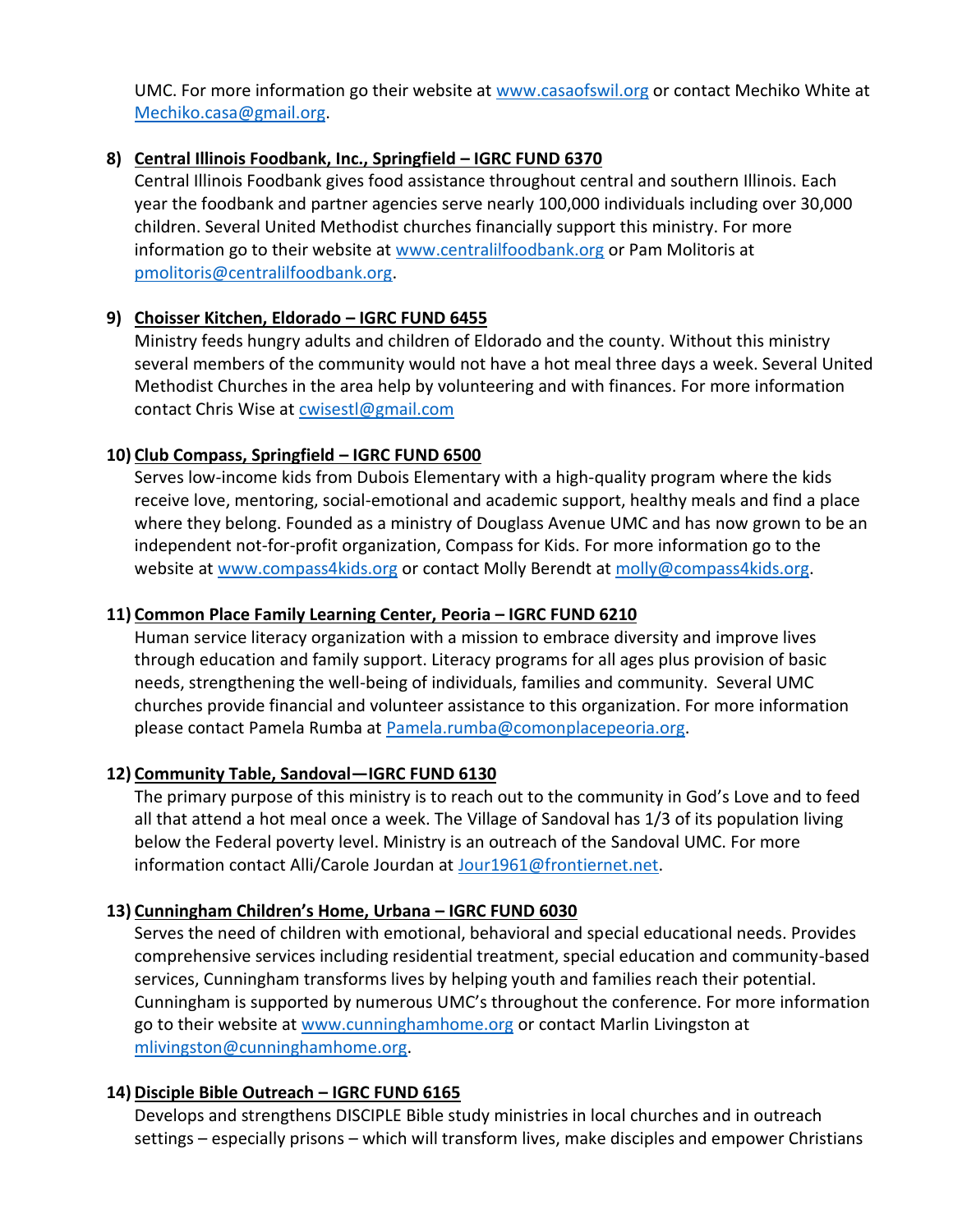UMC. For more information go their website at www.casaofswil.org or contact Mechiko White at Mechiko.casa@gmail.org.

8) **Central Illinois Foodbank, Inc., Springfield – IGRC FUND 6370**
   Central Illinois Foodbank gives food assistance throughout central and southern Illinois. Each year the foodbank and partner agencies serve nearly 100,000 individuals including over 30,000 children. Several United Methodist churches financially support this ministry. For more information go to their website at www.centralilfoodbank.org or Pam Molitoris at pmolitoris@centralilfoodbank.org.

9) **Choisser Kitchen, Eldorado – IGRC FUND 6455**
   Ministry feeds hungry adults and children of Eldorado and the county. Without this ministry several members of the community would not have a hot meal three days a week. Several United Methodist Churches in the area help by volunteering and with finances. For more information contact Chris Wise at cwisestl@gmail.com

10) **Club Compass, Springfield – IGRC FUND 6500**
    Serves low-income kids from Dubois Elementary with a high-quality program where the kids receive love, mentoring, social-emotional and academic support, healthy meals and find a place where they belong. Founded as a ministry of Douglass Avenue UMC and has now grown to be an independent not-for-profit organization, Compass for Kids. For more information go to the website at www.compass4kids.org or contact Molly Berendt at molly@compass4kids.org.

11) **Common Place Family Learning Center, Peoria – IGRC FUND 6210**
    Human service literacy organization with a mission to embrace diversity and improve lives through education and family support. Literacy programs for all ages plus provision of basic needs, strengthening the well-being of individuals, families and community. Several UMC churches provide financial and volunteer assistance to this organization. For more information please contact Pamela Rumba at Pamela.rumba@comonplacepeoria.org.

12) **Community Table, Sandoval—IGRC FUND 6130**
    The primary purpose of this ministry is to reach out to the community in God's Love and to feed all that attend a hot meal once a week. The Village of Sandoval has 1/3 of its population living below the Federal poverty level. Ministry is an outreach of the Sandoval UMC. For more information contact Alli/Carole Jourdan at Jour1961@frontiernet.net.

13) **Cunningham Children's Home, Urbana – IGRC FUND 6030**
    Serves the need of children with emotional, behavioral and special educational needs. Provides comprehensive services including residential treatment, special education and community-based services, Cunningham transforms lives by helping youth and families reach their potential. Cunningham is supported by numerous UMC's throughout the conference. For more information go to their website at www.cunninghamhome.org or contact Marlin Livingston at mlivingston@cunninghamhome.org.

14) **Disciple Bible Outreach – IGRC FUND 6165**
    Develops and strengthens DISCIPLE Bible study ministries in local churches and in outreach settings – especially prisons – which will transform lives, make disciples and empower Christians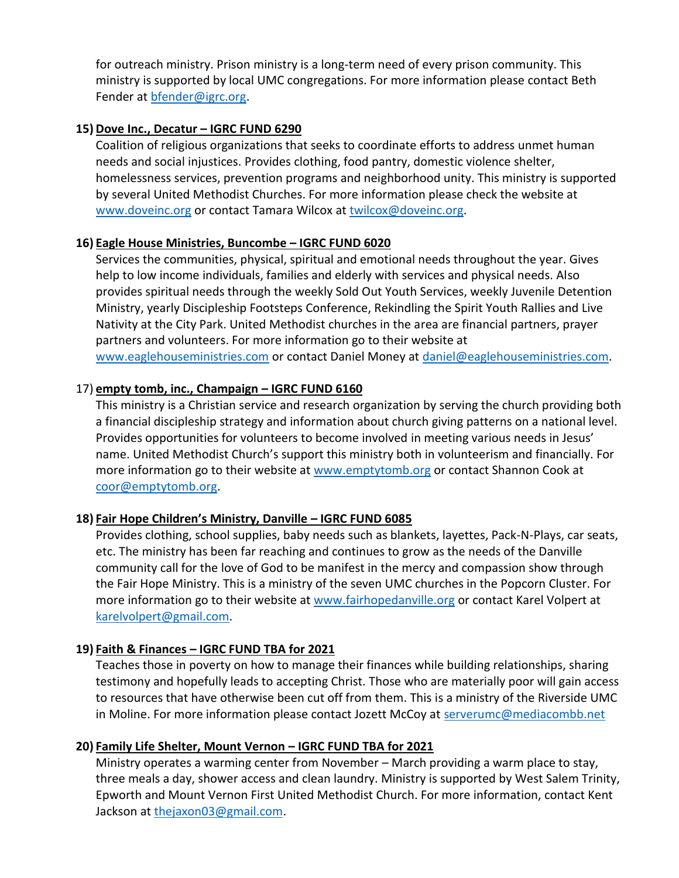for outreach ministry. Prison ministry is a long-term need of every prison community. This ministry is supported by local UMC congregations. For more information please contact Beth Fender at bfender@igrc.org.

15) **Dove Inc., Decatur – IGRC FUND 6290**

Coalition of religious organizations that seeks to coordinate efforts to address unmet human needs and social injustices. Provides clothing, food pantry, domestic violence shelter, homelessness services, prevention programs and neighborhood unity. This ministry is supported by several United Methodist Churches. For more information please check the website at www.doveinc.org or contact Tamara Wilcox at twilcox@doveinc.org.

16) **Eagle House Ministries, Buncombe – IGRC FUND 6020**

Services the communities, physical, spiritual and emotional needs throughout the year. Gives help to low income individuals, families and elderly with services and physical needs. Also provides spiritual needs through the weekly Sold Out Youth Services, weekly Juvenile Detention Ministry, yearly Discipleship Footsteps Conference, Rekindling the Spirit Youth Rallies and Live Nativity at the City Park. United Methodist churches in the area are financial partners, prayer partners and volunteers. For more information go to their website at www.eaglehouseministries.com or contact Daniel Money at daniel@eaglehouseministries.com.

17) **empty tomb, inc., Champaign – IGRC FUND 6160**

This ministry is a Christian service and research organization by serving the church providing both a financial discipleship strategy and information about church giving patterns on a national level. Provides opportunities for volunteers to become involved in meeting various needs in Jesus' name. United Methodist Church's support this ministry both in volunteerism and financially. For more information go to their website at www.emptytomb.org or contact Shannon Cook at coor@emptytomb.org.

18) **Fair Hope Children's Ministry, Danville – IGRC FUND 6085**

Provides clothing, school supplies, baby needs such as blankets, layettes, Pack-N-Plays, car seats, etc. The ministry has been far reaching and continues to grow as the needs of the Danville community call for the love of God to be manifest in the mercy and compassion show through the Fair Hope Ministry. This is a ministry of the seven UMC churches in the Popcorn Cluster. For more information go to their website at www.fairhopedanville.org or contact Karel Volpert at karelvolpert@gmail.com.

19) **Faith & Finances – IGRC FUND TBA for 2021**

Teaches those in poverty on how to manage their finances while building relationships, sharing testimony and hopefully leads to accepting Christ. Those who are materially poor will gain access to resources that have otherwise been cut off from them. This is a ministry of the Riverside UMC in Moline. For more information please contact Jozett McCoy at serverumc@mediacombb.net

20) **Family Life Shelter, Mount Vernon – IGRC FUND TBA for 2021**

Ministry operates a warming center from November – March providing a warm place to stay, three meals a day, shower access and clean laundry. Ministry is supported by West Salem Trinity, Epworth and Mount Vernon First United Methodist Church. For more information, contact Kent Jackson at thejaxon03@gmail.com.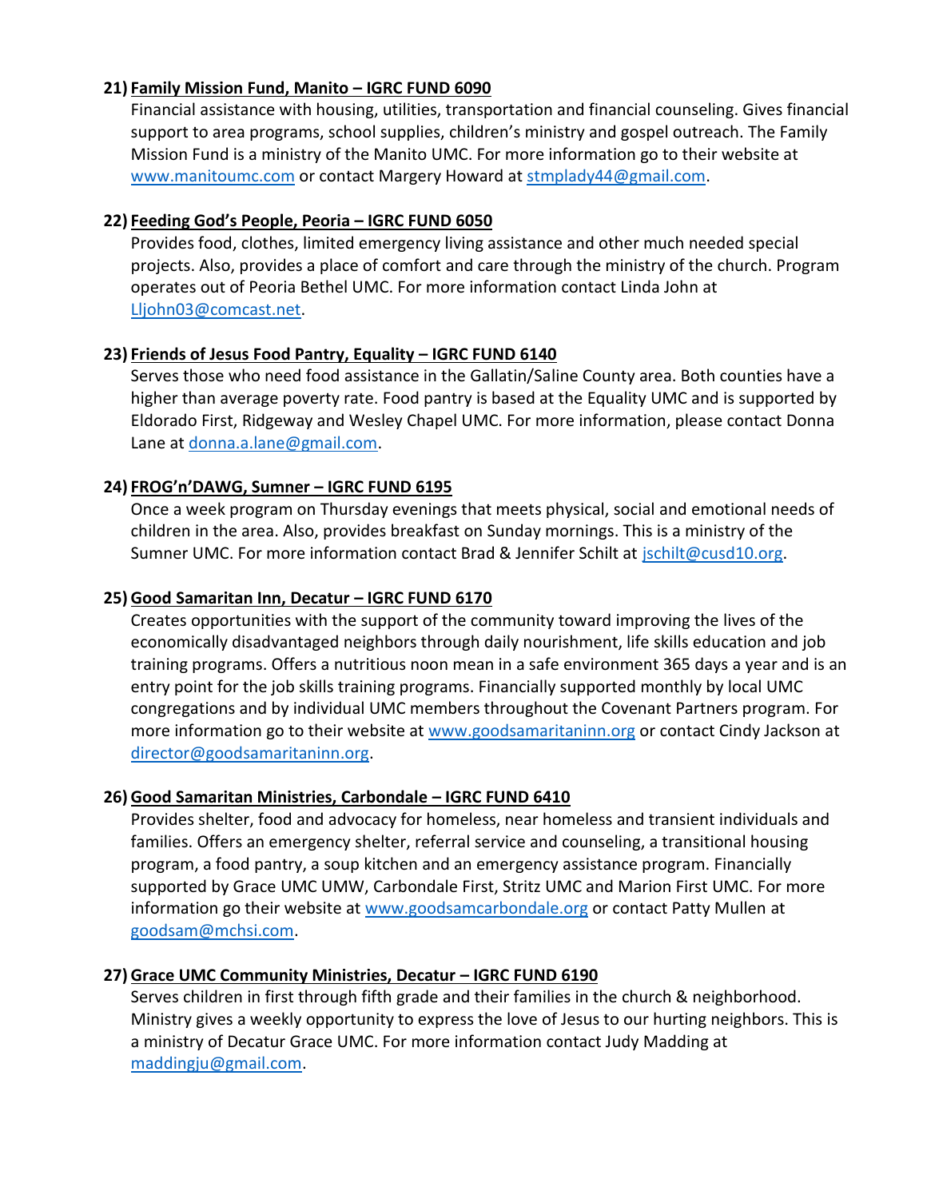21) **Family Mission Fund, Manito – IGRC FUND 6090**

Financial assistance with housing, utilities, transportation and financial counseling. Gives financial support to area programs, school supplies, children's ministry and gospel outreach. The Family Mission Fund is a ministry of the Manito UMC. For more information go to their website at www.manitoumc.com or contact Margery Howard at stmplady44@gmail.com.

22) **Feeding God's People, Peoria – IGRC FUND 6050**

Provides food, clothes, limited emergency living assistance and other much needed special projects. Also, provides a place of comfort and care through the ministry of the church. Program operates out of Peoria Bethel UMC. For more information contact Linda John at Lljohn03@comcast.net.

23) **Friends of Jesus Food Pantry, Equality – IGRC FUND 6140**

Serves those who need food assistance in the Gallatin/Saline County area. Both counties have a higher than average poverty rate. Food pantry is based at the Equality UMC and is supported by Eldorado First, Ridgeway and Wesley Chapel UMC. For more information, please contact Donna Lane at donna.a.lane@gmail.com.

24) **FROG'n'DAWG, Sumner – IGRC FUND 6195**

Once a week program on Thursday evenings that meets physical, social and emotional needs of children in the area. Also, provides breakfast on Sunday mornings. This is a ministry of the Sumner UMC. For more information contact Brad & Jennifer Schilt at jschilt@cusd10.org.

25) **Good Samaritan Inn, Decatur – IGRC FUND 6170**

Creates opportunities with the support of the community toward improving the lives of the economically disadvantaged neighbors through daily nourishment, life skills education and job training programs. Offers a nutritious noon mean in a safe environment 365 days a year and is an entry point for the job skills training programs. Financially supported monthly by local UMC congregations and by individual UMC members throughout the Covenant Partners program. For more information go to their website at www.goodsamaritaninn.org or contact Cindy Jackson at director@goodsamaritaninn.org.

26) **Good Samaritan Ministries, Carbondale – IGRC FUND 6410**

Provides shelter, food and advocacy for homeless, near homeless and transient individuals and families. Offers an emergency shelter, referral service and counseling, a transitional housing program, a food pantry, a soup kitchen and an emergency assistance program. Financially supported by Grace UMC UMW, Carbondale First, Stritz UMC and Marion First UMC. For more information go their website at www.goodsamcarbondale.org or contact Patty Mullen at goodsam@mchsi.com.

27) **Grace UMC Community Ministries, Decatur – IGRC FUND 6190**

Serves children in first through fifth grade and their families in the church & neighborhood. Ministry gives a weekly opportunity to express the love of Jesus to our hurting neighbors. This is a ministry of Decatur Grace UMC. For more information contact Judy Madding at maddingju@gmail.com.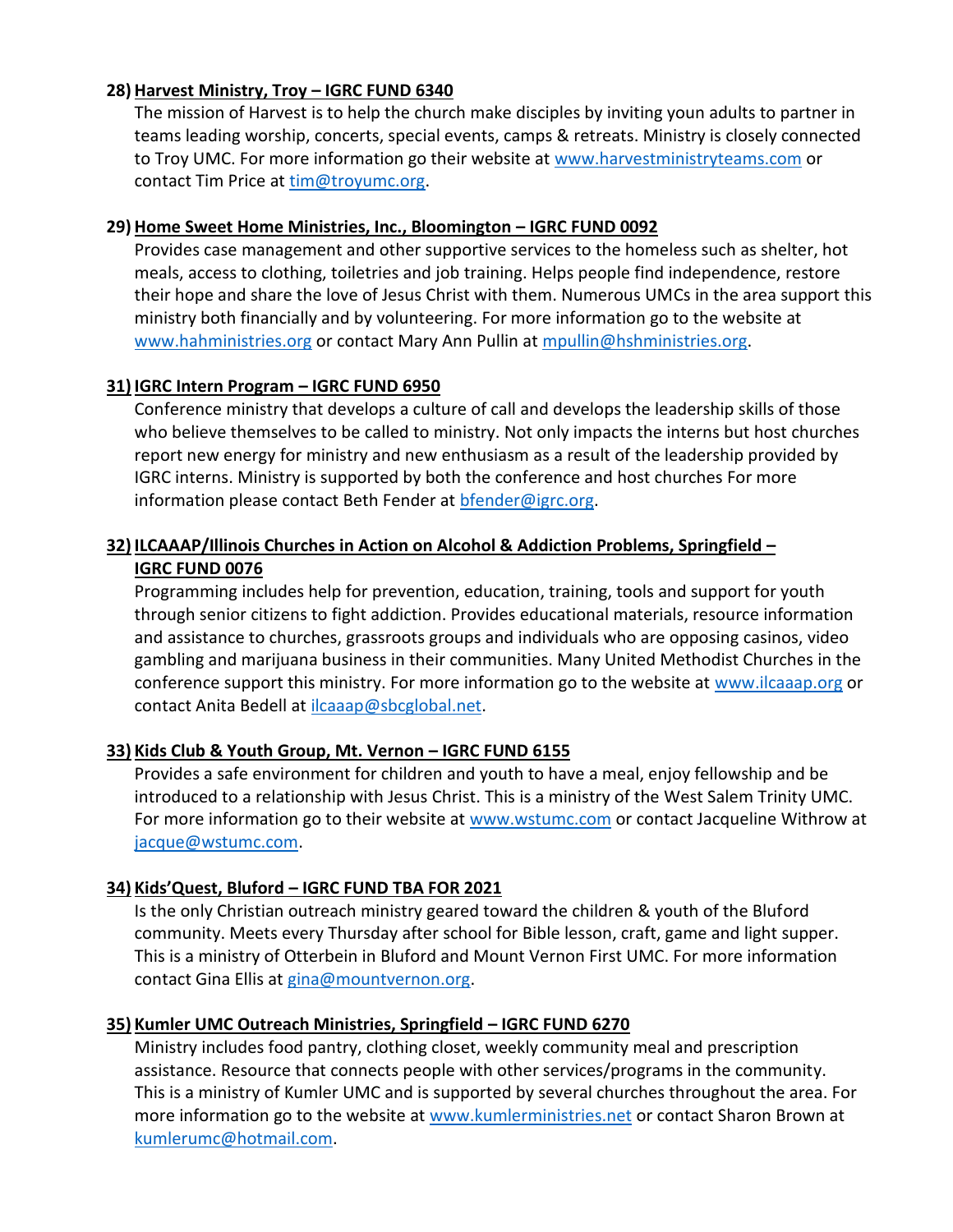28) **<u>Harvest Ministry, Troy – IGRC FUND 6340</u>**

The mission of Harvest is to help the church make disciples by inviting youn adults to partner in teams leading worship, concerts, special events, camps & retreats. Ministry is closely connected to Troy UMC. For more information go their website at www.harvestministryteams.com or contact Tim Price at tim@troyumc.org.

29) **<u>Home Sweet Home Ministries, Inc., Bloomington – IGRC FUND 0092</u>**

Provides case management and other supportive services to the homeless such as shelter, hot meals, access to clothing, toiletries and job training. Helps people find independence, restore their hope and share the love of Jesus Christ with them. Numerous UMCs in the area support this ministry both financially and by volunteering. For more information go to the website at www.hahministries.org or contact Mary Ann Pullin at mpullin@hshministries.org.

31) **<u>IGRC Intern Program – IGRC FUND 6950</u>**

Conference ministry that develops a culture of call and develops the leadership skills of those who believe themselves to be called to ministry. Not only impacts the interns but host churches report new energy for ministry and new enthusiasm as a result of the leadership provided by IGRC interns. Ministry is supported by both the conference and host churches For more information please contact Beth Fender at bfender@igrc.org.

32) **<u>ILCAAAP/Illinois Churches in Action on Alcohol & Addiction Problems, Springfield – IGRC FUND 0076</u>**

Programming includes help for prevention, education, training, tools and support for youth through senior citizens to fight addiction. Provides educational materials, resource information and assistance to churches, grassroots groups and individuals who are opposing casinos, video gambling and marijuana business in their communities. Many United Methodist Churches in the conference support this ministry. For more information go to the website at www.ilcaaap.org or contact Anita Bedell at ilcaaap@sbcglobal.net.

33) **<u>Kids Club & Youth Group, Mt. Vernon – IGRC FUND 6155</u>**

Provides a safe environment for children and youth to have a meal, enjoy fellowship and be introduced to a relationship with Jesus Christ. This is a ministry of the West Salem Trinity UMC. For more information go to their website at www.wstumc.com or contact Jacqueline Withrow at jacque@wstumc.com.

34) **<u>Kids'Quest, Bluford – IGRC FUND TBA FOR 2021</u>**

Is the only Christian outreach ministry geared toward the children & youth of the Bluford community. Meets every Thursday after school for Bible lesson, craft, game and light supper. This is a ministry of Otterbein in Bluford and Mount Vernon First UMC. For more information contact Gina Ellis at gina@mountvernon.org.

35) **<u>Kumler UMC Outreach Ministries, Springfield – IGRC FUND 6270</u>**

Ministry includes food pantry, clothing closet, weekly community meal and prescription assistance. Resource that connects people with other services/programs in the community. This is a ministry of Kumler UMC and is supported by several churches throughout the area. For more information go to the website at www.kumlerministries.net or contact Sharon Brown at kumlerumc@hotmail.com.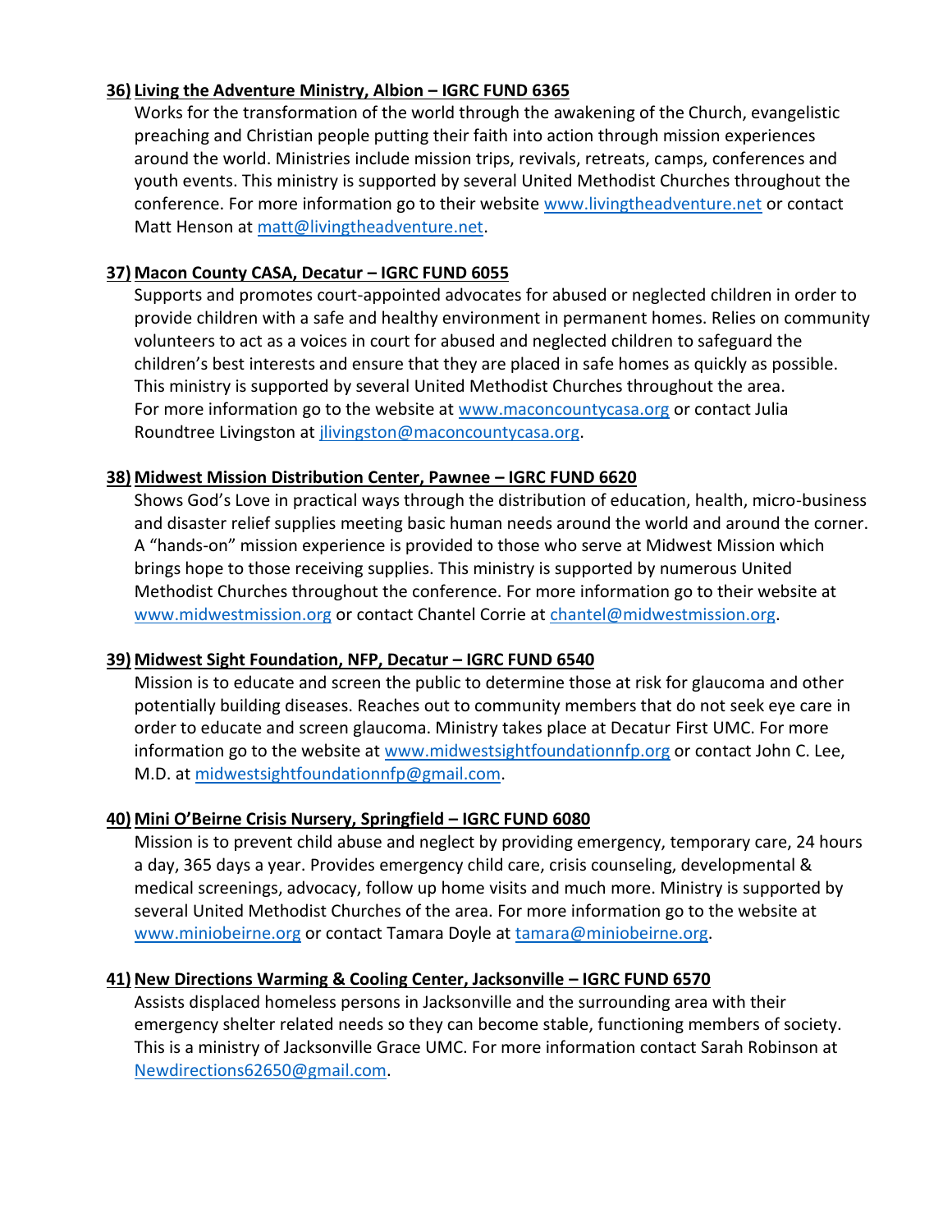**36) Living the Adventure Ministry, Albion – IGRC FUND 6365**

Works for the transformation of the world through the awakening of the Church, evangelistic preaching and Christian people putting their faith into action through mission experiences around the world. Ministries include mission trips, revivals, retreats, camps, conferences and youth events. This ministry is supported by several United Methodist Churches throughout the conference. For more information go to their website www.livingtheadventure.net or contact Matt Henson at matt@livingtheadventure.net.

**37) Macon County CASA, Decatur – IGRC FUND 6055**

Supports and promotes court-appointed advocates for abused or neglected children in order to provide children with a safe and healthy environment in permanent homes. Relies on community volunteers to act as a voices in court for abused and neglected children to safeguard the children's best interests and ensure that they are placed in safe homes as quickly as possible. This ministry is supported by several United Methodist Churches throughout the area. For more information go to the website at www.maconcountycasa.org or contact Julia Roundtree Livingston at jlivingston@maconcountycasa.org.

**38) Midwest Mission Distribution Center, Pawnee – IGRC FUND 6620**

Shows God's Love in practical ways through the distribution of education, health, micro-business and disaster relief supplies meeting basic human needs around the world and around the corner. A "hands-on" mission experience is provided to those who serve at Midwest Mission which brings hope to those receiving supplies. This ministry is supported by numerous United Methodist Churches throughout the conference. For more information go to their website at www.midwestmission.org or contact Chantel Corrie at chantel@midwestmission.org.

**39) Midwest Sight Foundation, NFP, Decatur – IGRC FUND 6540**

Mission is to educate and screen the public to determine those at risk for glaucoma and other potentially building diseases. Reaches out to community members that do not seek eye care in order to educate and screen glaucoma. Ministry takes place at Decatur First UMC. For more information go to the website at www.midwestsightfoundationnfp.org or contact John C. Lee, M.D. at midwestsightfoundationnfp@gmail.com.

**40) Mini O'Beirne Crisis Nursery, Springfield – IGRC FUND 6080**

Mission is to prevent child abuse and neglect by providing emergency, temporary care, 24 hours a day, 365 days a year. Provides emergency child care, crisis counseling, developmental & medical screenings, advocacy, follow up home visits and much more. Ministry is supported by several United Methodist Churches of the area. For more information go to the website at www.miniobeirne.org or contact Tamara Doyle at tamara@miniobeirne.org.

**41) New Directions Warming & Cooling Center, Jacksonville – IGRC FUND 6570**

Assists displaced homeless persons in Jacksonville and the surrounding area with their emergency shelter related needs so they can become stable, functioning members of society. This is a ministry of Jacksonville Grace UMC. For more information contact Sarah Robinson at Newdirections62650@gmail.com.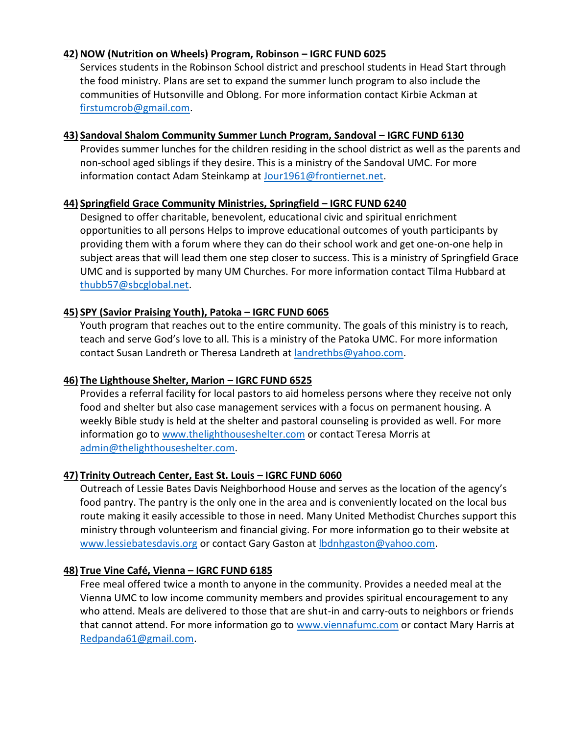**42) NOW (Nutrition on Wheels) Program, Robinson – IGRC FUND 6025**

Services students in the Robinson School district and preschool students in Head Start through the food ministry. Plans are set to expand the summer lunch program to also include the communities of Hutsonville and Oblong. For more information contact Kirbie Ackman at firstumcrob@gmail.com.

**43) Sandoval Shalom Community Summer Lunch Program, Sandoval – IGRC FUND 6130**

Provides summer lunches for the children residing in the school district as well as the parents and non-school aged siblings if they desire. This is a ministry of the Sandoval UMC. For more information contact Adam Steinkamp at Jour1961@frontiernet.net.

**44) Springfield Grace Community Ministries, Springfield – IGRC FUND 6240**

Designed to offer charitable, benevolent, educational civic and spiritual enrichment opportunities to all persons Helps to improve educational outcomes of youth participants by providing them with a forum where they can do their school work and get one-on-one help in subject areas that will lead them one step closer to success. This is a ministry of Springfield Grace UMC and is supported by many UM Churches. For more information contact Tilma Hubbard at thubb57@sbcglobal.net.

**45) SPY (Savior Praising Youth), Patoka – IGRC FUND 6065**

Youth program that reaches out to the entire community. The goals of this ministry is to reach, teach and serve God's love to all. This is a ministry of the Patoka UMC. For more information contact Susan Landreth or Theresa Landreth at landrethbs@yahoo.com.

**46) The Lighthouse Shelter, Marion – IGRC FUND 6525**

Provides a referral facility for local pastors to aid homeless persons where they receive not only food and shelter but also case management services with a focus on permanent housing. A weekly Bible study is held at the shelter and pastoral counseling is provided as well. For more information go to www.thelighthouseshelter.com or contact Teresa Morris at admin@thelighthouseshelter.com.

**47) Trinity Outreach Center, East St. Louis – IGRC FUND 6060**

Outreach of Lessie Bates Davis Neighborhood House and serves as the location of the agency's food pantry. The pantry is the only one in the area and is conveniently located on the local bus route making it easily accessible to those in need. Many United Methodist Churches support this ministry through volunteerism and financial giving. For more information go to their website at www.lessiebatesdavis.org or contact Gary Gaston at lbdnhgaston@yahoo.com.

**48) True Vine Café, Vienna – IGRC FUND 6185**

Free meal offered twice a month to anyone in the community. Provides a needed meal at the Vienna UMC to low income community members and provides spiritual encouragement to any who attend. Meals are delivered to those that are shut-in and carry-outs to neighbors or friends that cannot attend. For more information go to www.viennafumc.com or contact Mary Harris at Redpanda61@gmail.com.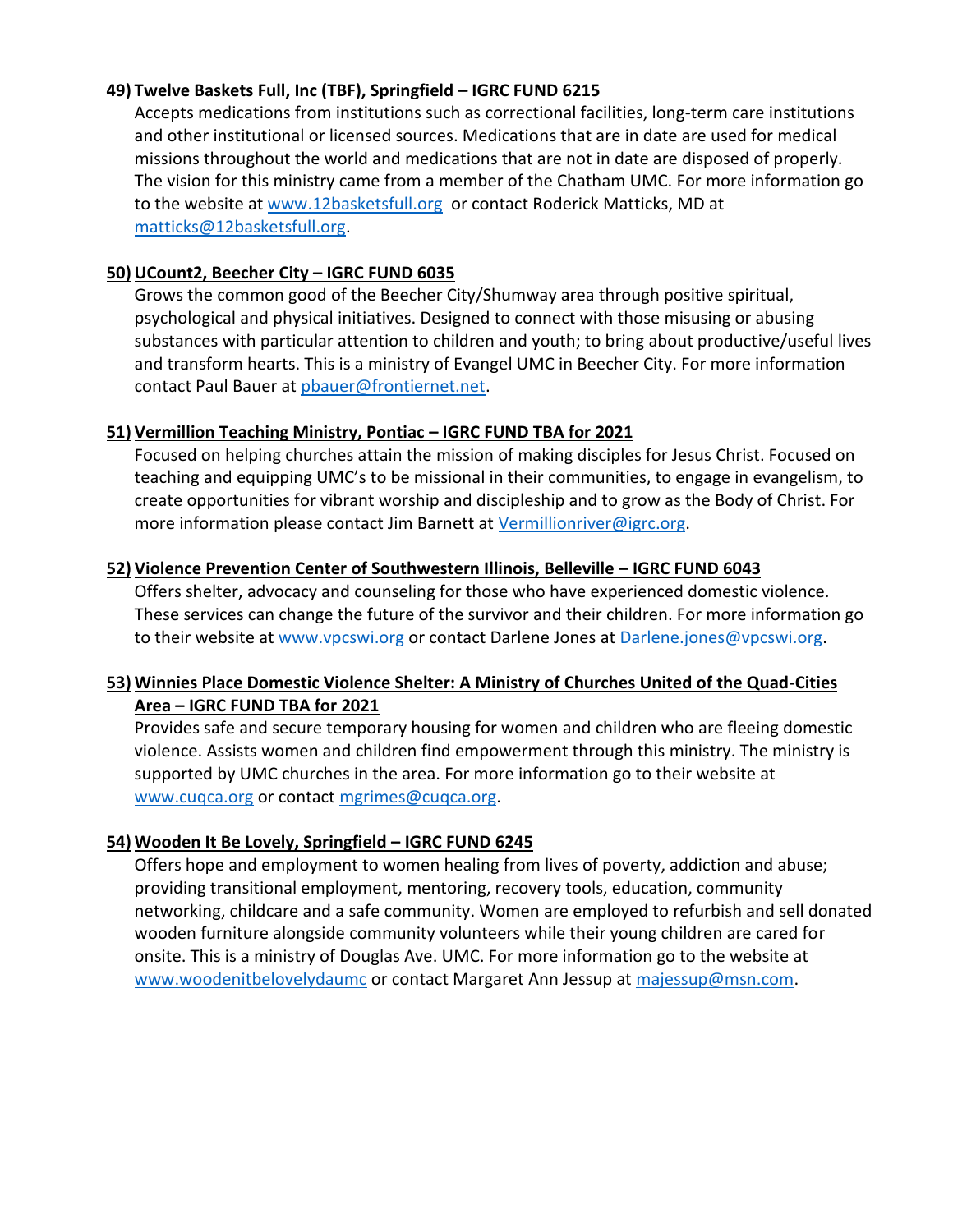**49) Twelve Baskets Full, Inc (TBF), Springfield – IGRC FUND 6215**

Accepts medications from institutions such as correctional facilities, long-term care institutions and other institutional or licensed sources. Medications that are in date are used for medical missions throughout the world and medications that are not in date are disposed of properly. The vision for this ministry came from a member of the Chatham UMC. For more information go to the website at www.12basketsfull.org or contact Roderick Matticks, MD at matticks@12basketsfull.org.

**50) UCount2, Beecher City – IGRC FUND 6035**

Grows the common good of the Beecher City/Shumway area through positive spiritual, psychological and physical initiatives. Designed to connect with those misusing or abusing substances with particular attention to children and youth; to bring about productive/useful lives and transform hearts. This is a ministry of Evangel UMC in Beecher City. For more information contact Paul Bauer at pbauer@frontiernet.net.

**51) Vermillion Teaching Ministry, Pontiac – IGRC FUND TBA for 2021**

Focused on helping churches attain the mission of making disciples for Jesus Christ. Focused on teaching and equipping UMC's to be missional in their communities, to engage in evangelism, to create opportunities for vibrant worship and discipleship and to grow as the Body of Christ. For more information please contact Jim Barnett at Vermillionriver@igrc.org.

**52) Violence Prevention Center of Southwestern Illinois, Belleville – IGRC FUND 6043**

Offers shelter, advocacy and counseling for those who have experienced domestic violence. These services can change the future of the survivor and their children. For more information go to their website at www.vpcswi.org or contact Darlene Jones at Darlene.jones@vpcswi.org.

**53) Winnies Place Domestic Violence Shelter: A Ministry of Churches United of the Quad-Cities Area – IGRC FUND TBA for 2021**

Provides safe and secure temporary housing for women and children who are fleeing domestic violence. Assists women and children find empowerment through this ministry. The ministry is supported by UMC churches in the area. For more information go to their website at www.cuqca.org or contact mgrimes@cuqca.org.

**54) Wooden It Be Lovely, Springfield – IGRC FUND 6245**

Offers hope and employment to women healing from lives of poverty, addiction and abuse; providing transitional employment, mentoring, recovery tools, education, community networking, childcare and a safe community. Women are employed to refurbish and sell donated wooden furniture alongside community volunteers while their young children are cared for onsite. This is a ministry of Douglas Ave. UMC. For more information go to the website at www.woodenitbelovelydaumc or contact Margaret Ann Jessup at majessup@msn.com.